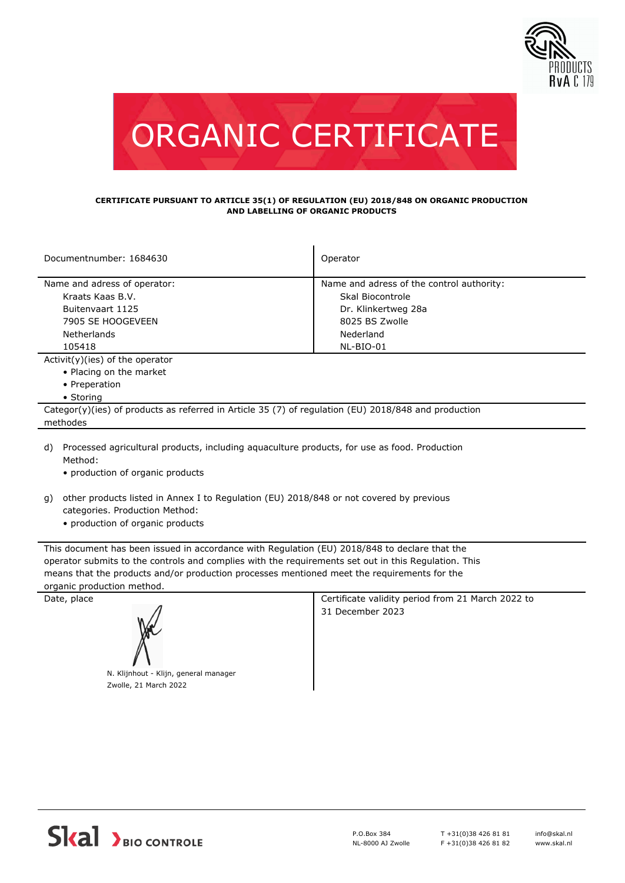# ORGANIC CERTIFICATE

**CERTIFICATE PURSUANT TO ARTICLE 35(1) OF REGULATION (EU) 2018/848 ON ORGANIC PRODUCTION AND LABELLING OF ORGANIC PRODUCTS**

| | |
|---|---|
| Documentnumber: 1684630 | Operator |
| Name and adress of operator:<br>Kraats Kaas B.V.<br>Buitenvaart 1125<br>7905 SE HOOGEVEEN<br>Netherlands<br>105418 | Name and adress of the control authority:<br>Skal Biocontrole<br>Dr. Klinkertweg 28a<br>8025 BS Zwolle<br>Nederland<br>NL-BIO-01 |

Activit(y)(ies) of the operator

- Placing on the market
- Preperation
- Storing

Categor(y)(ies) of products as referred in Article 35 (7) of regulation (EU) 2018/848 and production methodes

d) Processed agricultural products, including aquaculture products, for use as food. Production Method:
- production of organic products

g) other products listed in Annex I to Regulation (EU) 2018/848 or not covered by previous categories. Production Method:
- production of organic products

This document has been issued in accordance with Regulation (EU) 2018/848 to declare that the operator submits to the controls and complies with the requirements set out in this Regulation. This means that the products and/or production processes mentioned meet the requirements for the organic production method.

| | |
|---|---|
| Date, place<br><br>N. Klijnhout - Klijn, general manager<br>Zwolle, 21 March 2022 | Certificate validity period from 21 March 2022 to 31 December 2023 |

Skal BIO CONTROLE

P.O.Box 384
NL-8000 AJ Zwolle

T +31(0)38 426 81 81
F +31(0)38 426 81 82

info@skal.nl
www.skal.nl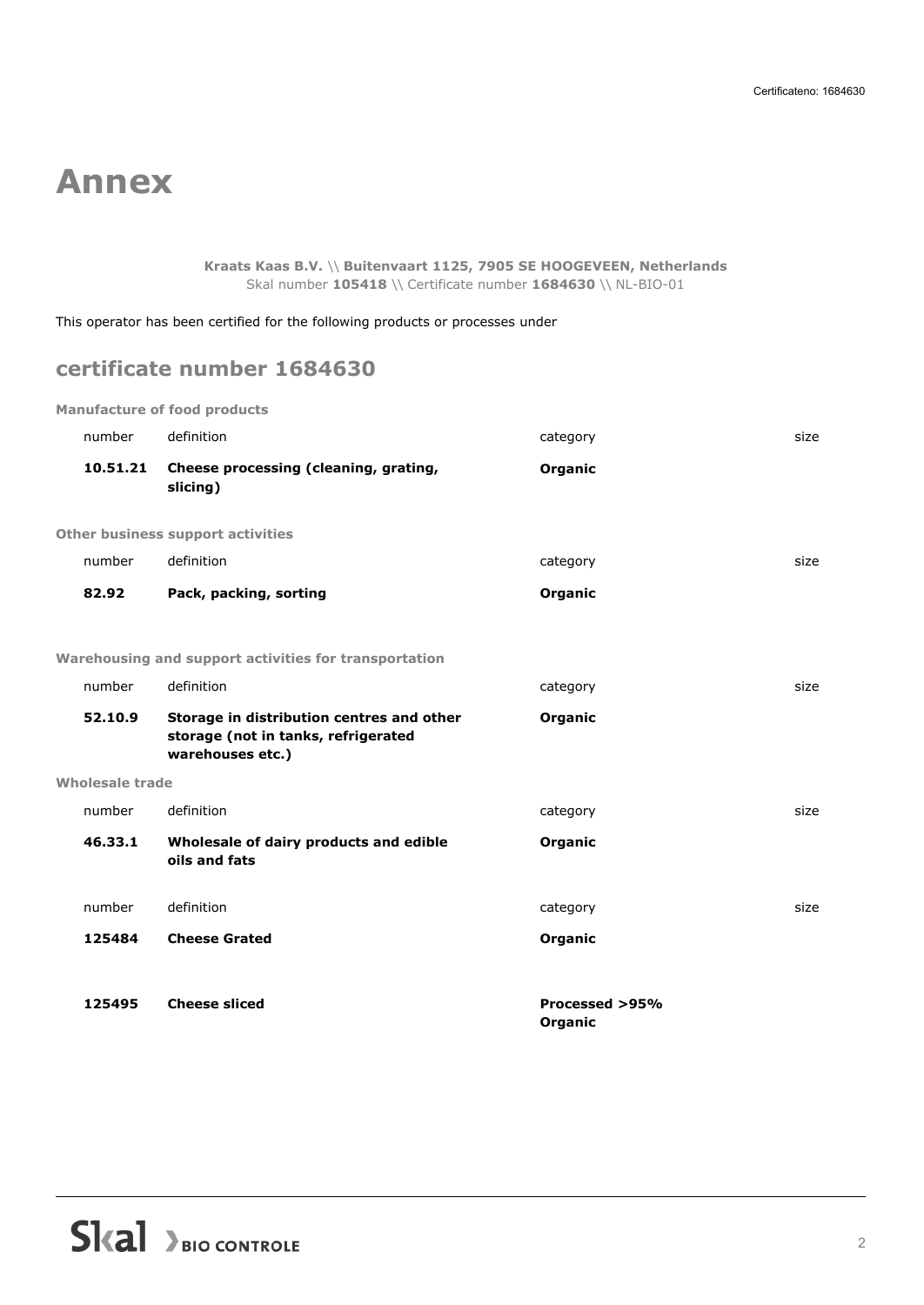# Annex

**Kraats Kaas B.V.** \\ **Buitenvaart 1125, 7905 SE HOOGEVEEN, Netherlands**
Skal number **105418** \\ Certificate number **1684630** \\ NL-BIO-01

This operator has been certified for the following products or processes under

## certificate number 1684630

**Manufacture of food products**

| number | definition | category | size |
|---|---|---|---|
| **10.51.21** | **Cheese processing (cleaning, grating, slicing)** | **Organic** | |

**Other business support activities**

| number | definition | category | size |
|---|---|---|---|
| **82.92** | **Pack, packing, sorting** | **Organic** | |

**Warehousing and support activities for transportation**

| number | definition | category | size |
|---|---|---|---|
| **52.10.9** | **Storage in distribution centres and other storage (not in tanks, refrigerated warehouses etc.)** | **Organic** | |

**Wholesale trade**

| number | definition | category | size |
|---|---|---|---|
| **46.33.1** | **Wholesale of dairy products and edible oils and fats** | **Organic** | |

| number | definition | category | size |
|---|---|---|---|
| **125484** | **Cheese Grated** | **Organic** | |
| **125495** | **Cheese sliced** | **Processed >95% Organic** | |